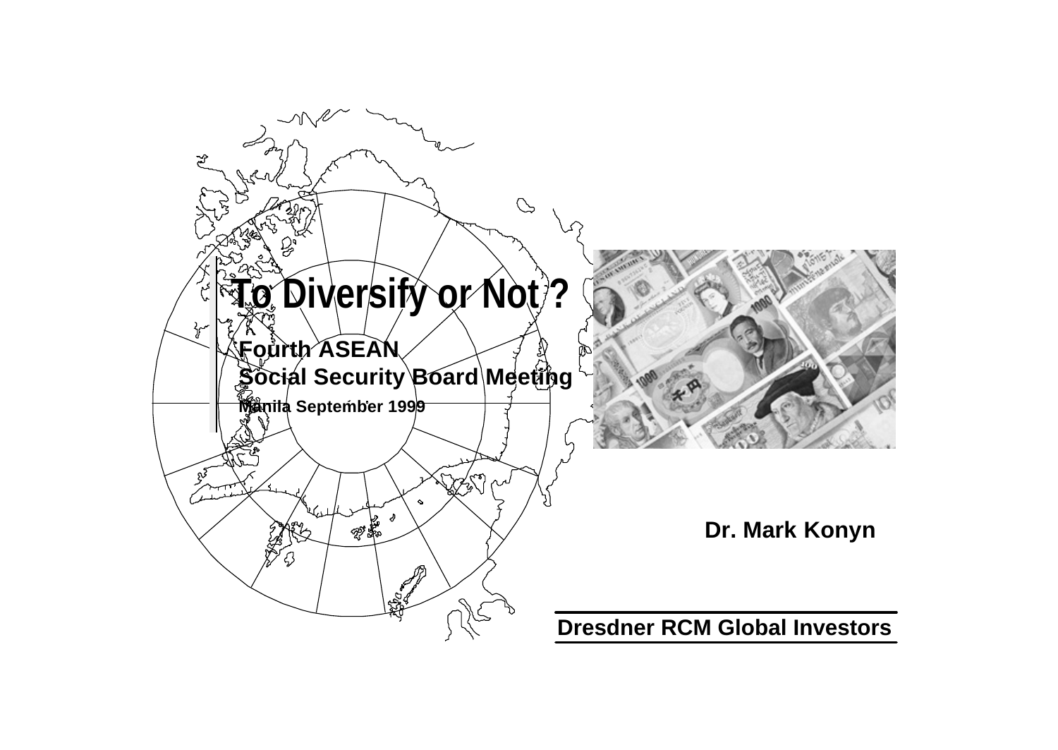# To Diversify or Not ?

**Fourth ASEAN**
**Social Security Board Meeting**

**Manila September 1999**

**Dr. Mark Konyn**

**Dresdner RCM Global Investors**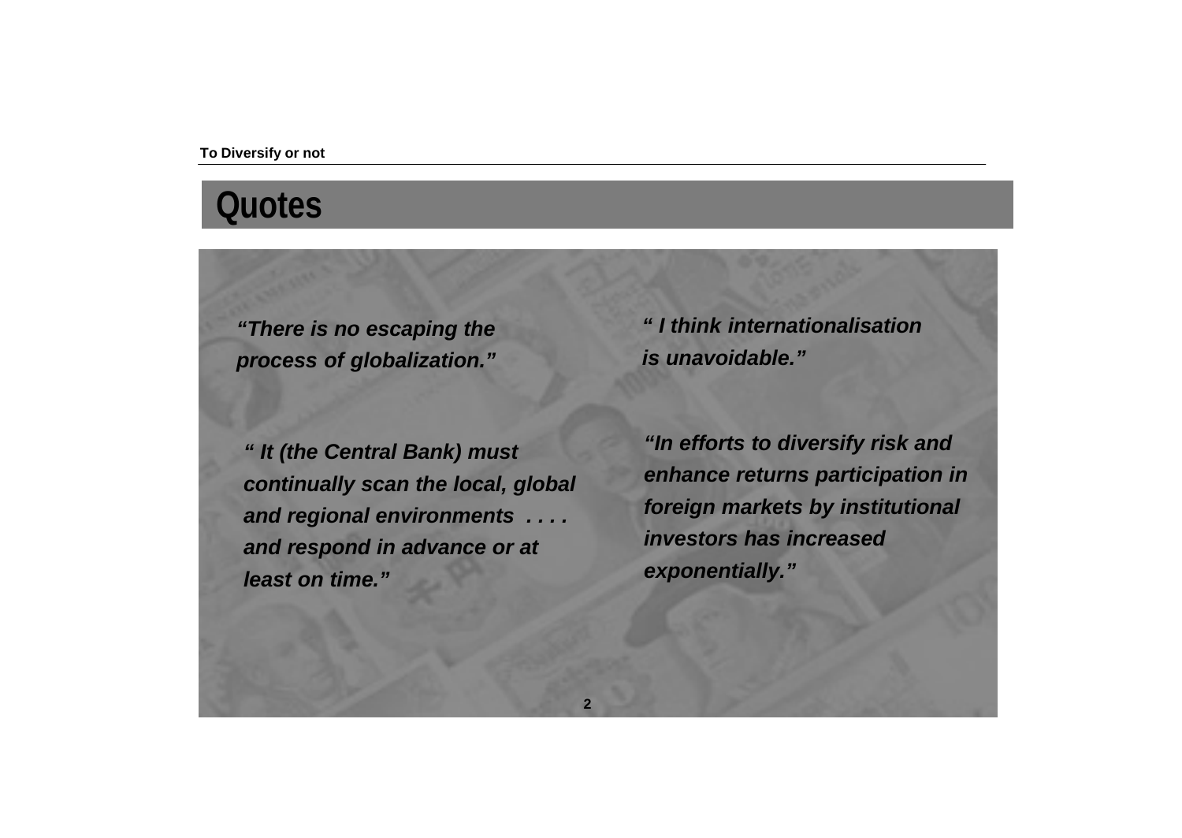# Quotes

*"There is no escaping the process of globalization."*

*" I think internationalisation is unavoidable."*

*" It (the Central Bank) must continually scan the local, global and regional environments . . . . and respond in advance or at least on time."*

*"In efforts to diversify risk and enhance returns participation in foreign markets by institutional investors has increased exponentially."*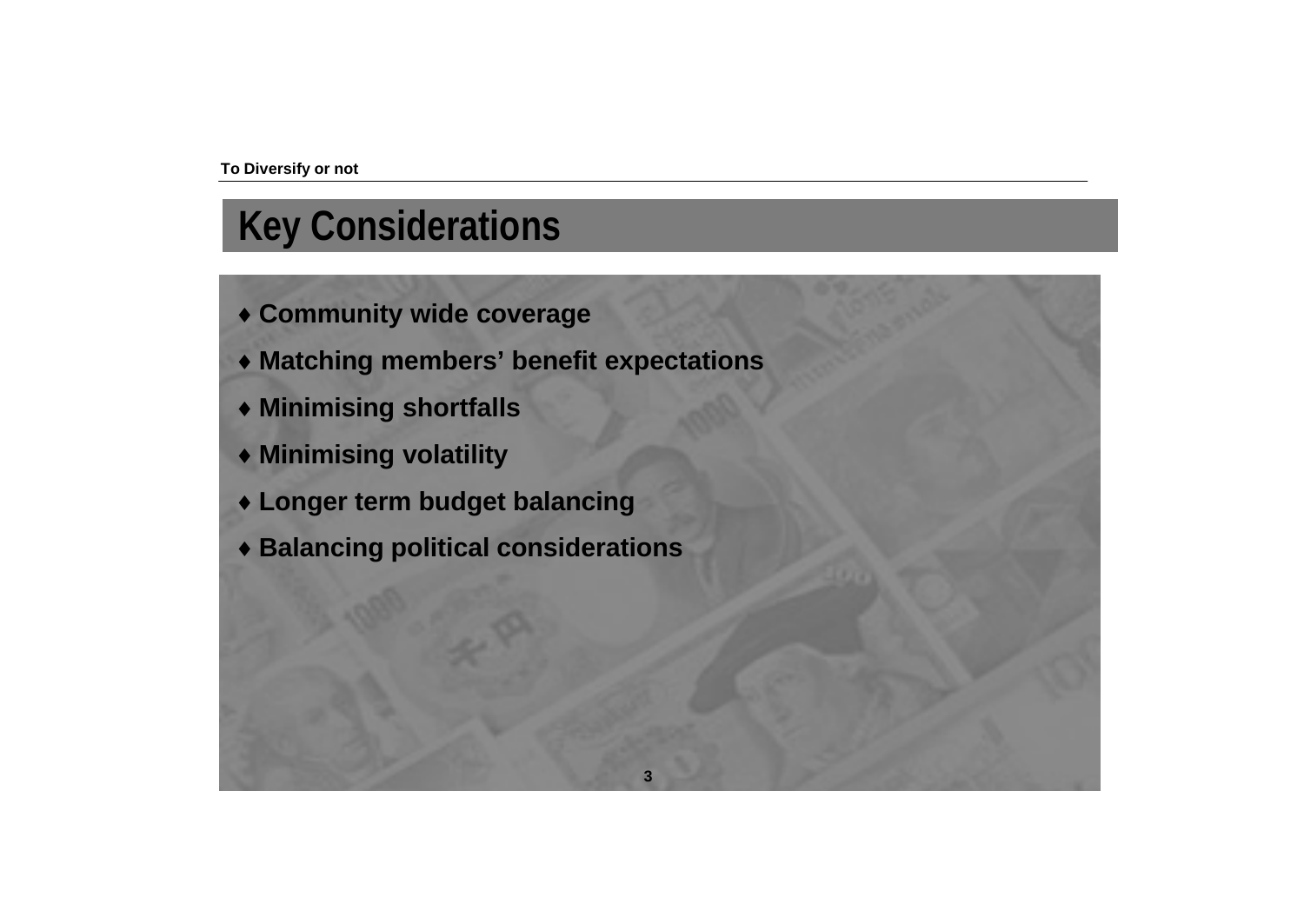# Key Considerations

- ♦ **Community wide coverage**
- ♦ **Matching members' benefit expectations**
- ♦ **Minimising shortfalls**
- ♦ **Minimising volatility**
- ♦ **Longer term budget balancing**
- ♦ **Balancing political considerations**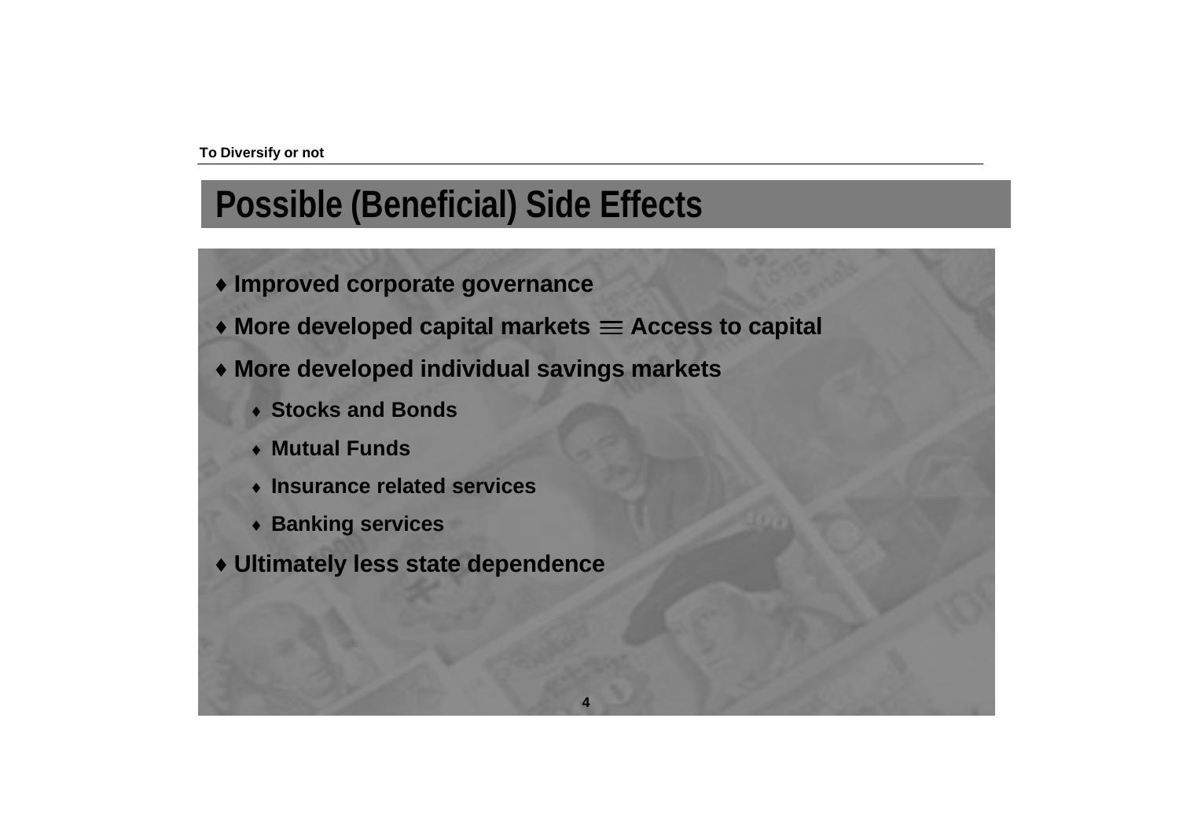# Possible (Beneficial) Side Effects

- Improved corporate governance
- More developed capital markets $\equiv$ Access to capital
- More developed individual savings markets
  - Stocks and Bonds
  - Mutual Funds
  - Insurance related services
  - Banking services
- Ultimately less state dependence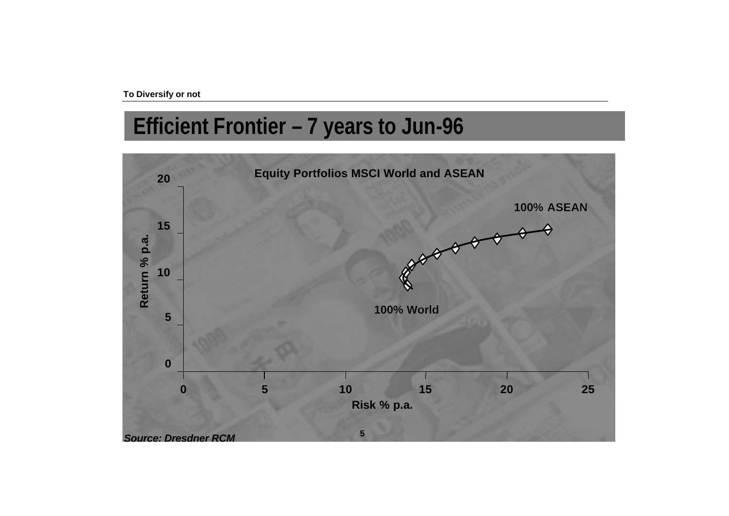# Efficient Frontier – 7 years to Jun-96

**Equity Portfolios MSCI World and ASEAN**

Return % p.a. (0–20) vs Risk % p.a. (0–25)

100% ASEAN

100% World

*Source: Dresdner RCM*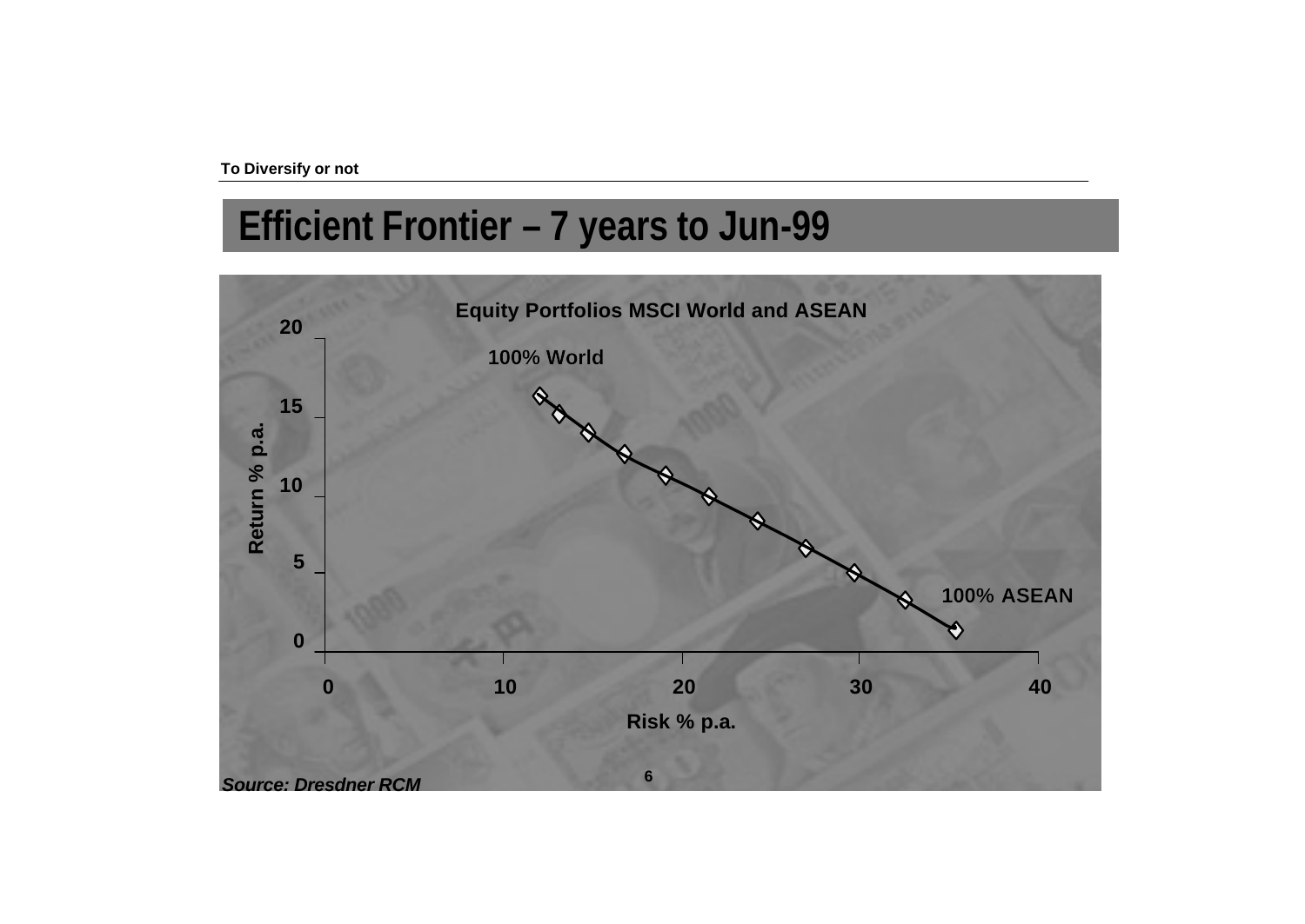# Efficient Frontier – 7 years to Jun-99

**Equity Portfolios MSCI World and ASEAN**

Return % p.a. (0–20) vs Risk % p.a. (0–40)

100% World

100% ASEAN

*Source: Dresdner RCM*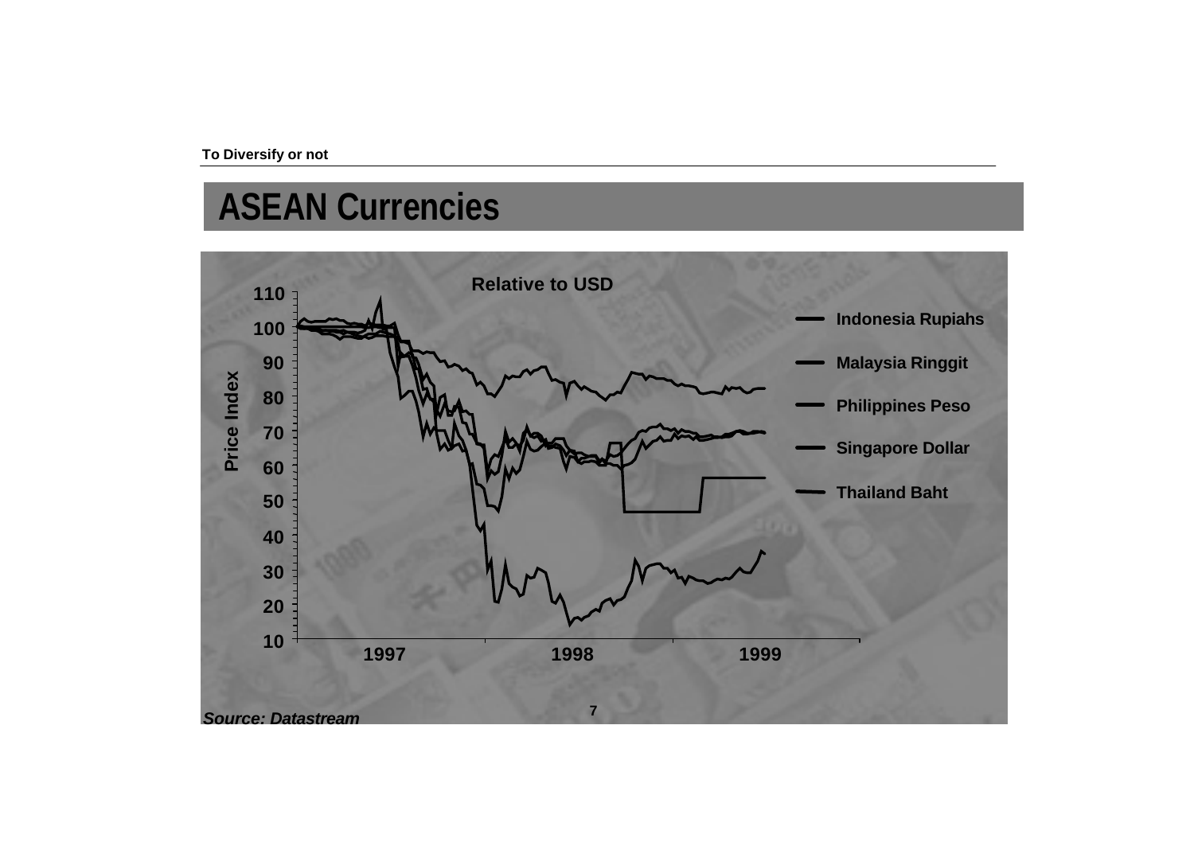# ASEAN Currencies

**Relative to USD**

Price Index

110
100
90
80
70
60
50
40
30
20
10

1997 1998 1999

- Indonesia Rupiahs
- Malaysia Ringgit
- Philippines Peso
- Singapore Dollar
- Thailand Baht

*Source: Datastream*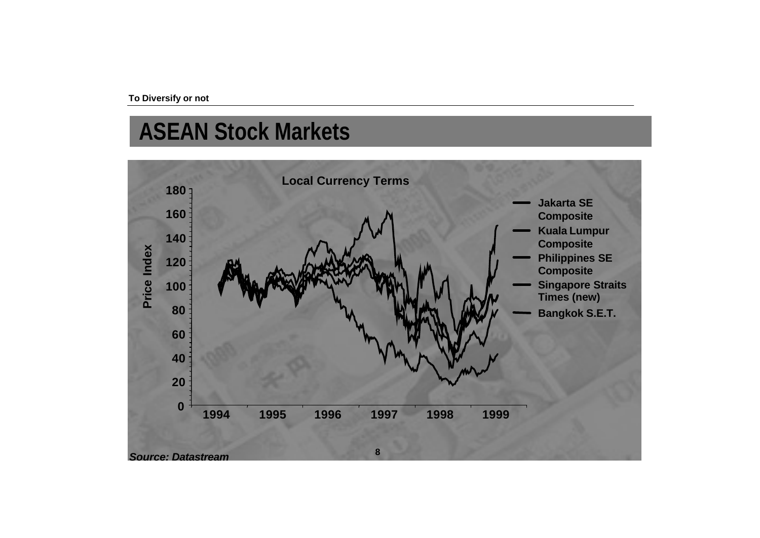# ASEAN Stock Markets

**Local Currency Terms**

Price Index: 0, 20, 40, 60, 80, 100, 120, 140, 160, 180

1994, 1995, 1996, 1997, 1998, 1999

- Jakarta SE Composite
- Kuala Lumpur Composite
- Philippines SE Composite
- Singapore Straits Times (new)
- Bangkok S.E.T.

*Source: Datastream*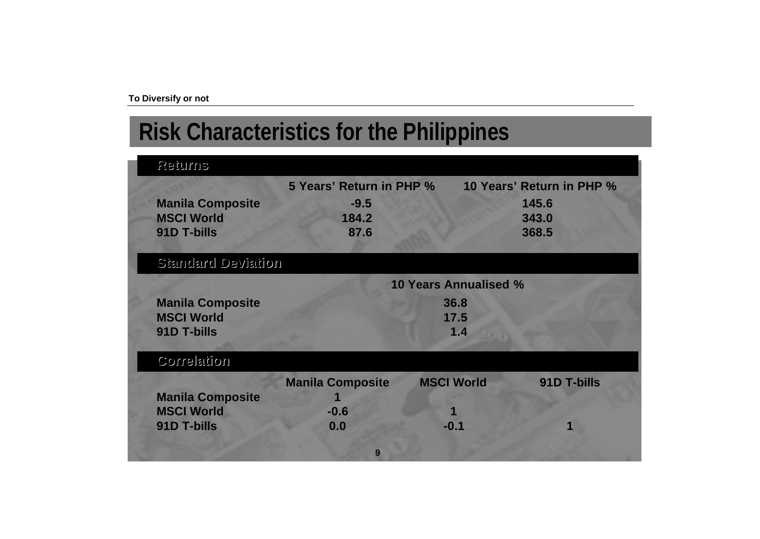# Risk Characteristics for the Philippines

## Returns

| | 5 Years' Return in PHP % | 10 Years' Return in PHP % |
|---|---|---|
| **Manila Composite** | -9.5 | 145.6 |
| **MSCI World** | 184.2 | 343.0 |
| **91D T-bills** | 87.6 | 368.5 |

## Standard Deviation

| | 10 Years Annualised % |
|---|---|
| **Manila Composite** | 36.8 |
| **MSCI World** | 17.5 |
| **91D T-bills** | 1.4 |

## Correlation

| | Manila Composite | MSCI World | 91D T-bills |
|---|---|---|---|
| **Manila Composite** | 1 | | |
| **MSCI World** | -0.6 | 1 | |
| **91D T-bills** | 0.0 | -0.1 | 1 |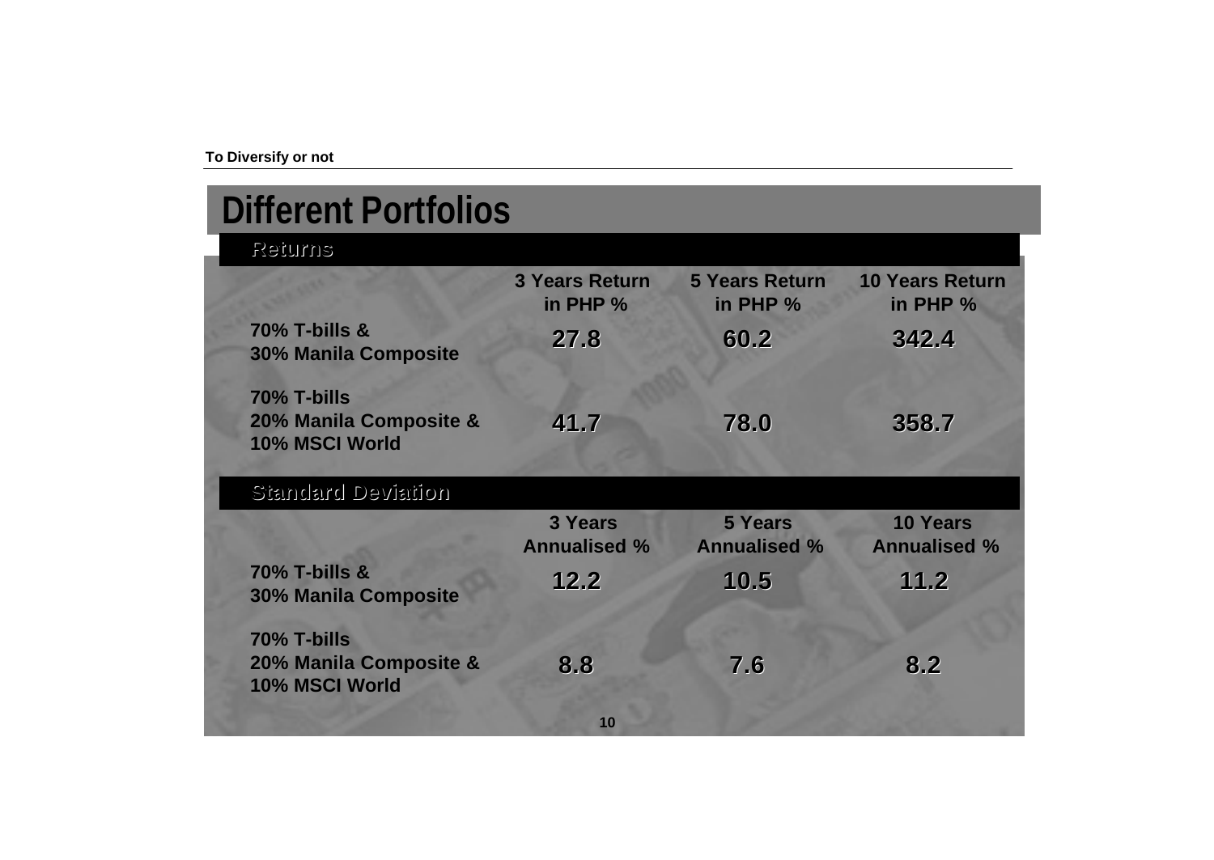# Different Portfolios

## Returns

| | 3 Years Return in PHP % | 5 Years Return in PHP % | 10 Years Return in PHP % |
|---|---|---|---|
| 70% T-bills & 30% Manila Composite | 27.8 | 60.2 | 342.4 |
| 70% T-bills 20% Manila Composite & 10% MSCI World | 41.7 | 78.0 | 358.7 |

## Standard Deviation

| | 3 Years Annualised % | 5 Years Annualised % | 10 Years Annualised % |
|---|---|---|---|
| 70% T-bills & 30% Manila Composite | 12.2 | 10.5 | 11.2 |
| 70% T-bills 20% Manila Composite & 10% MSCI World | 8.8 | 7.6 | 8.2 |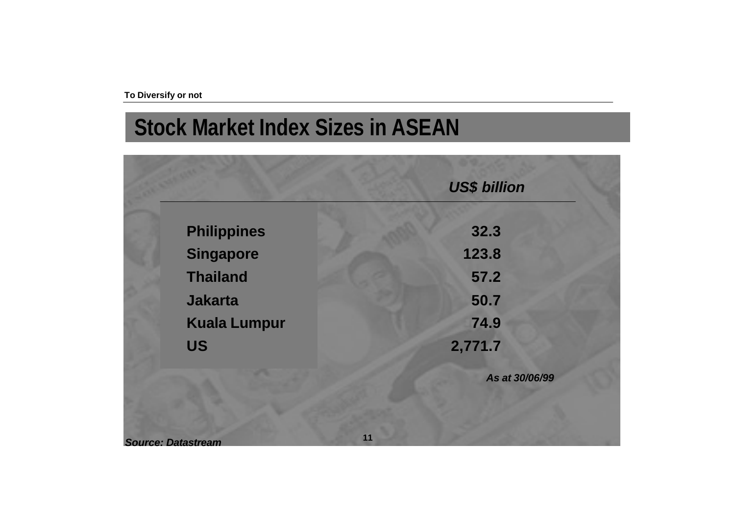# Stock Market Index Sizes in ASEAN

| | *US$ billion* |
|---|---|
| **Philippines** | **32.3** |
| **Singapore** | **123.8** |
| **Thailand** | **57.2** |
| **Jakarta** | **50.7** |
| **Kuala Lumpur** | **74.9** |
| **US** | **2,771.7** |

***As at 30/06/99***

***Source: Datastream***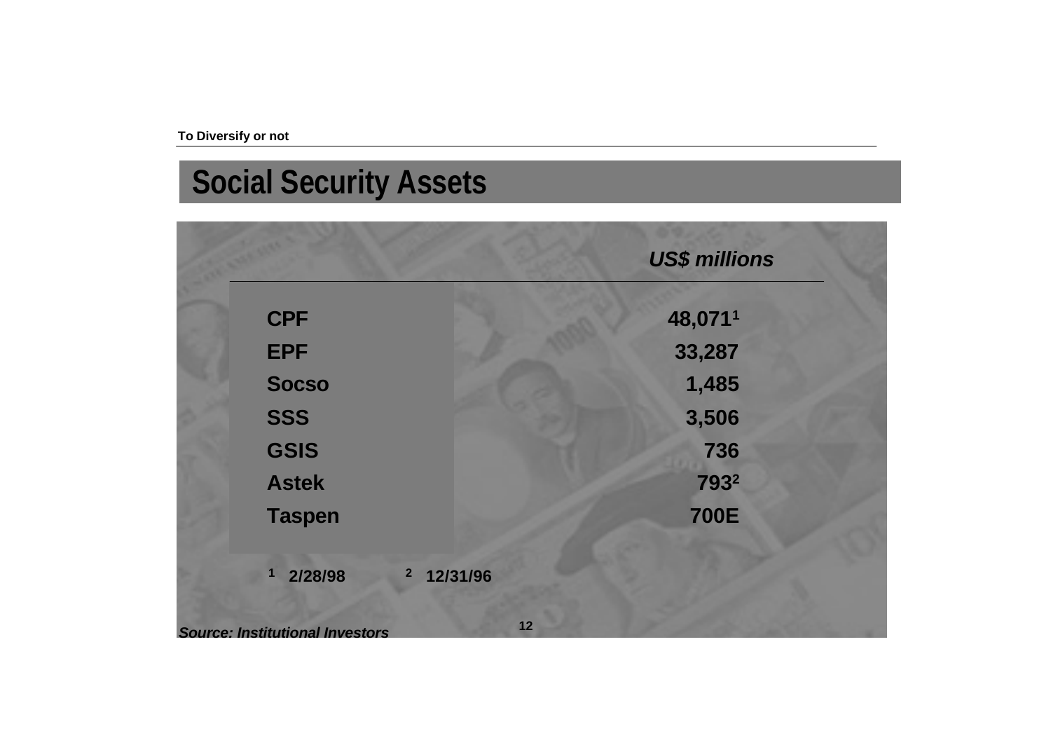## Social Security Assets

| | US$ millions |
|---|---|
| CPF | 48,071[1] |
| EPF | 33,287 |
| Socso | 1,485 |
| SSS | 3,506 |
| GSIS | 736 |
| Astek | 793[2] |
| Taspen | 700E |

[1] 2/28/98 [2] 12/31/96

*Source: Institutional Investors*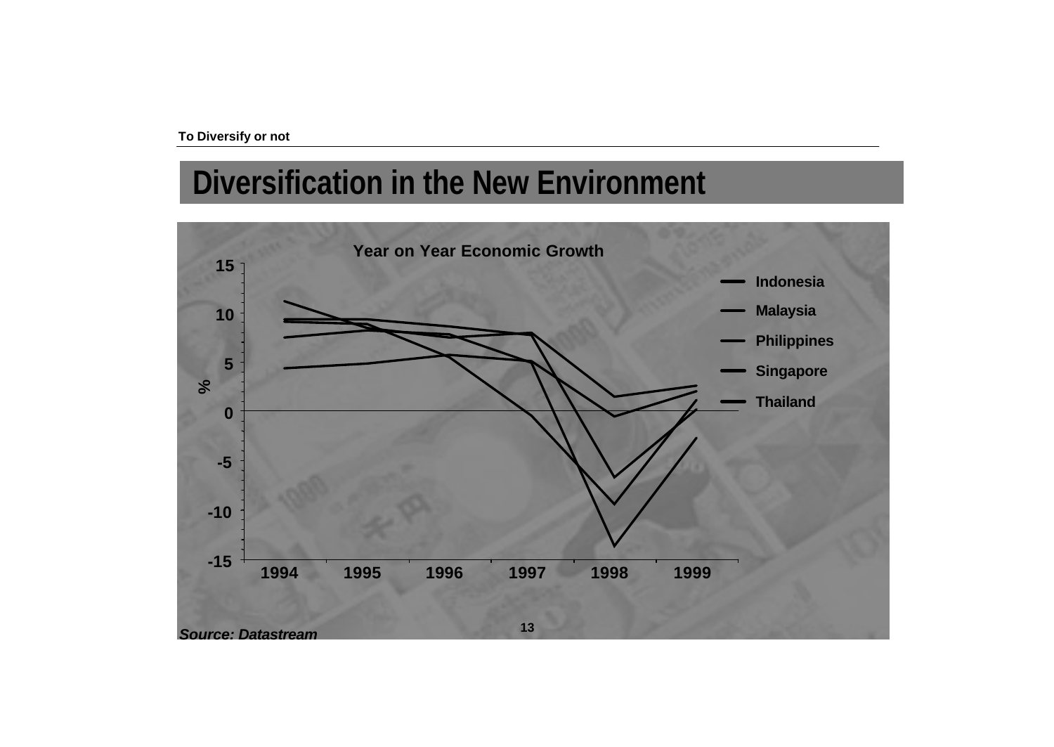## Diversification in the New Environment

**Year on Year Economic Growth**

*Source: Datastream*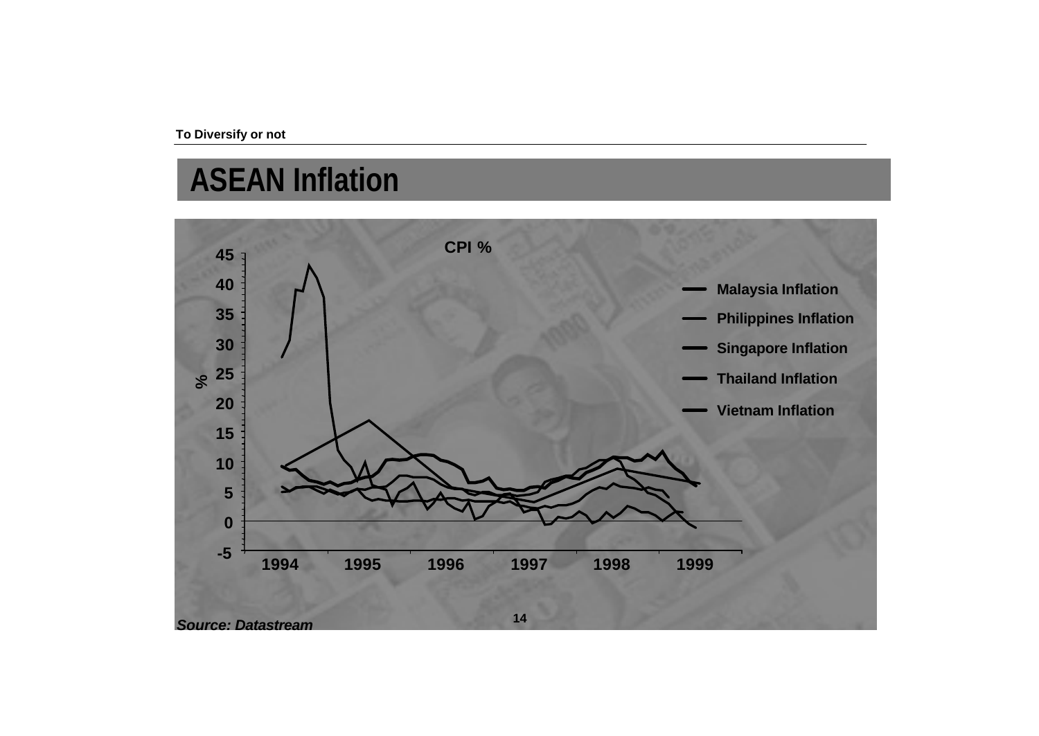# ASEAN Inflation

CPI %

| Legend |
| --- |
| Malaysia Inflation |
| Philippines Inflation |
| Singapore Inflation |
| Thailand Inflation |
| Vietnam Inflation |

*Source: Datastream*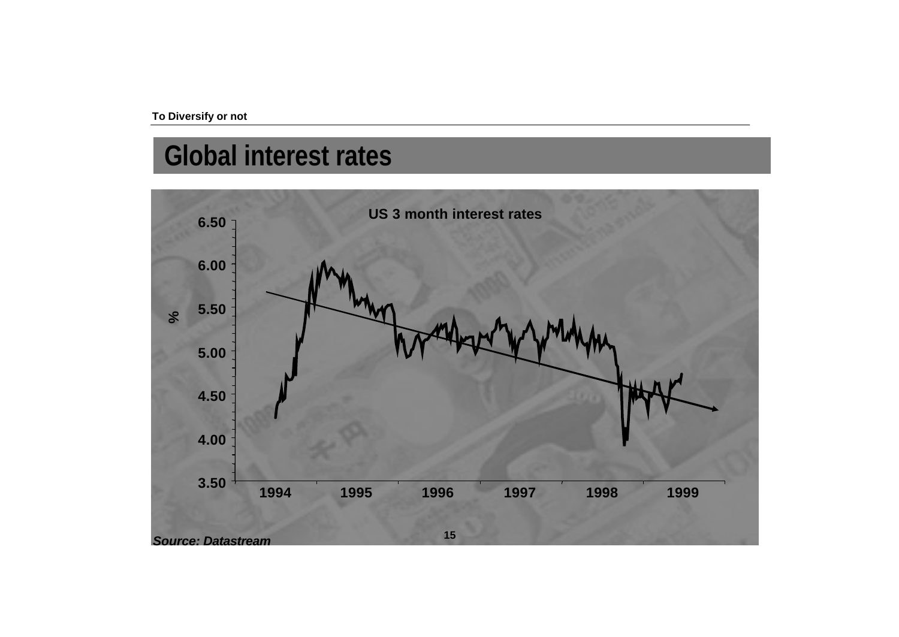# Global interest rates

**US 3 month interest rates**

*Source: Datastream*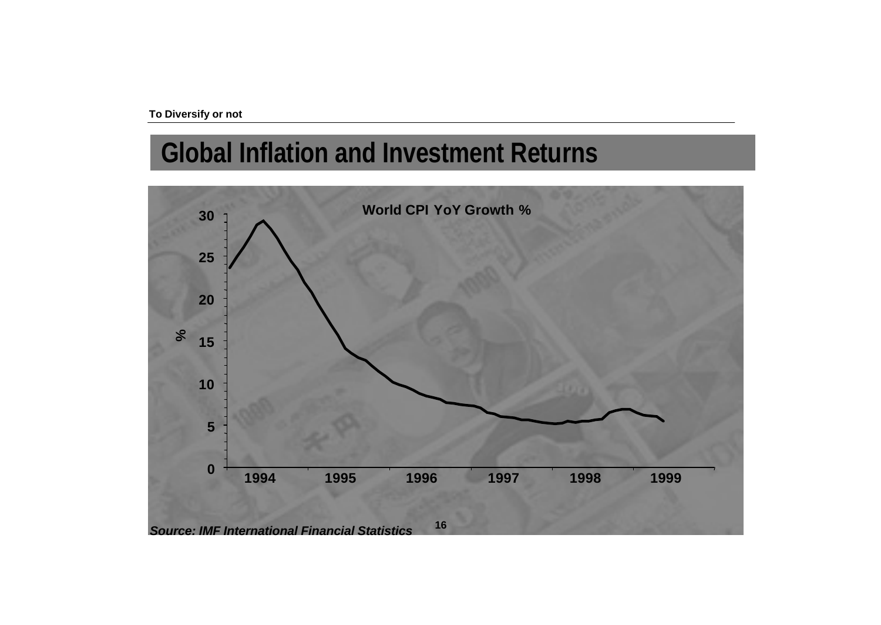# Global Inflation and Investment Returns

**World CPI YoY Growth %**

*Source: IMF International Financial Statistics*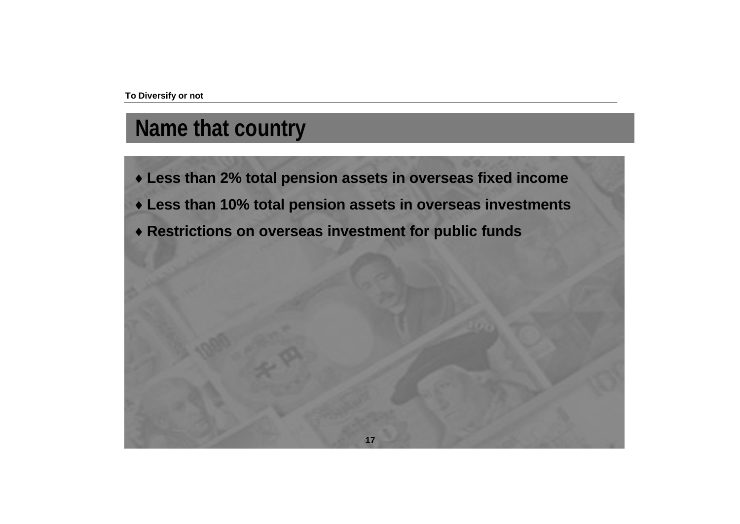# Name that country

- ♦ Less than 2% total pension assets in overseas fixed income
- ♦ Less than 10% total pension assets in overseas investments
- ♦ Restrictions on overseas investment for public funds